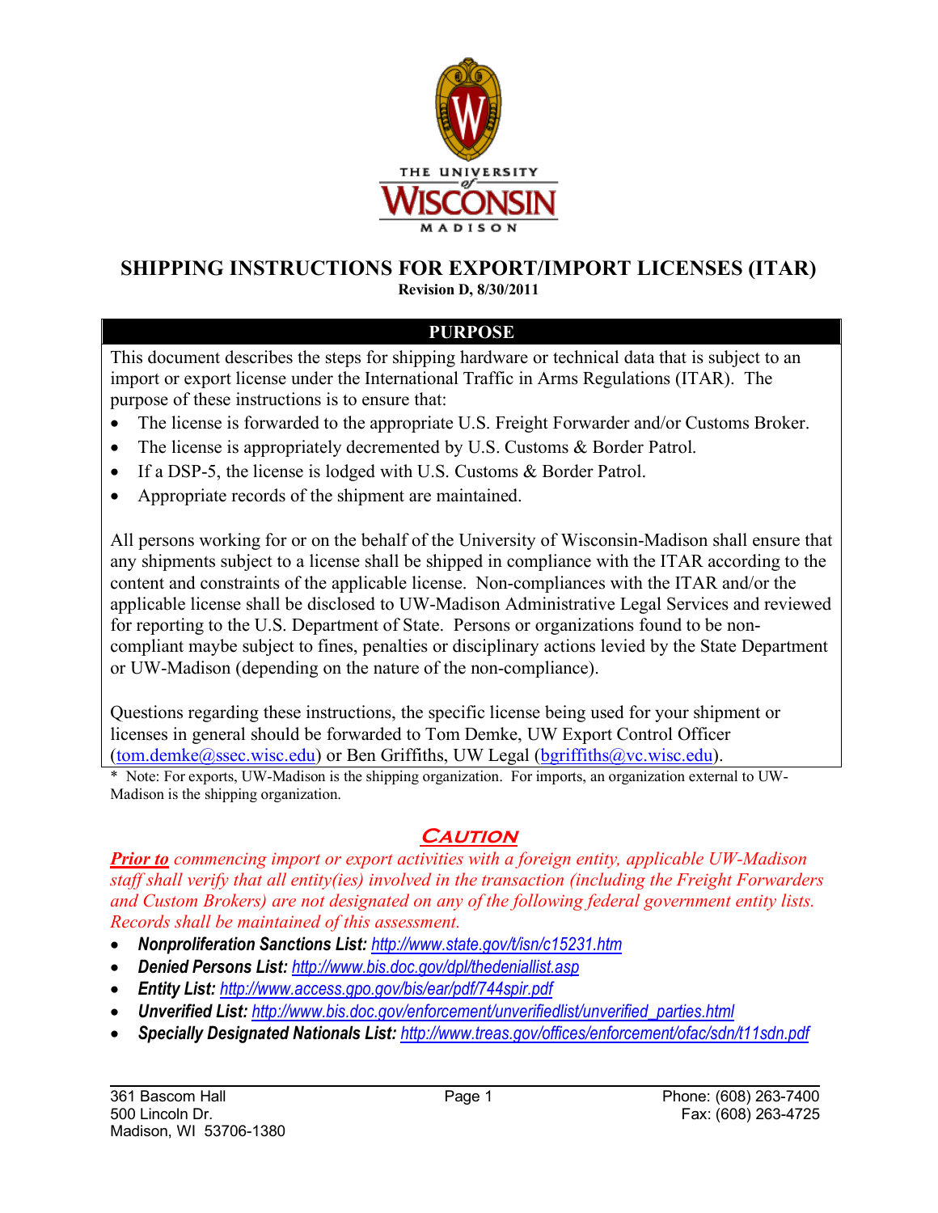# SHIPPING INSTRUCTIONS FOR EXPORT/IMPORT LICENSES (ITAR)

**Revision D, 8/30/2011**

## PURPOSE

This document describes the steps for shipping hardware or technical data that is subject to an import or export license under the International Traffic in Arms Regulations (ITAR). The purpose of these instructions is to ensure that:

- The license is forwarded to the appropriate U.S. Freight Forwarder and/or Customs Broker.
- The license is appropriately decremented by U.S. Customs & Border Patrol.
- If a DSP-5, the license is lodged with U.S. Customs & Border Patrol.
- Appropriate records of the shipment are maintained.

All persons working for or on the behalf of the University of Wisconsin-Madison shall ensure that any shipments subject to a license shall be shipped in compliance with the ITAR according to the content and constraints of the applicable license. Non-compliances with the ITAR and/or the applicable license shall be disclosed to UW-Madison Administrative Legal Services and reviewed for reporting to the U.S. Department of State. Persons or organizations found to be non-compliant maybe subject to fines, penalties or disciplinary actions levied by the State Department or UW-Madison (depending on the nature of the non-compliance).

Questions regarding these instructions, the specific license being used for your shipment or licenses in general should be forwarded to Tom Demke, UW Export Control Officer (tom.demke@ssec.wisc.edu) or Ben Griffiths, UW Legal (bgriffiths@vc.wisc.edu).

\* Note: For exports, UW-Madison is the shipping organization. For imports, an organization external to UW-Madison is the shipping organization.

## Caution

***Prior to*** *commencing import or export activities with a foreign entity, applicable UW-Madison staff shall verify that all entity(ies) involved in the transaction (including the Freight Forwarders and Custom Brokers) are not designated on any of the following federal government entity lists. Records shall be maintained of this assessment.*

- ***Nonproliferation Sanctions List:*** http://www.state.gov/t/isn/c15231.htm
- ***Denied Persons List:*** http://www.bis.doc.gov/dpl/thedeniallist.asp
- ***Entity List:*** http://www.access.gpo.gov/bis/ear/pdf/744spir.pdf
- ***Unverified List:*** http://www.bis.doc.gov/enforcement/unverifiedlist/unverified_parties.html
- ***Specially Designated Nationals List:*** http://www.treas.gov/offices/enforcement/ofac/sdn/t11sdn.pdf

361 Bascom Hall
500 Lincoln Dr.
Madison, WI 53706-1380

Phone: (608) 263-7400
Fax: (608) 263-4725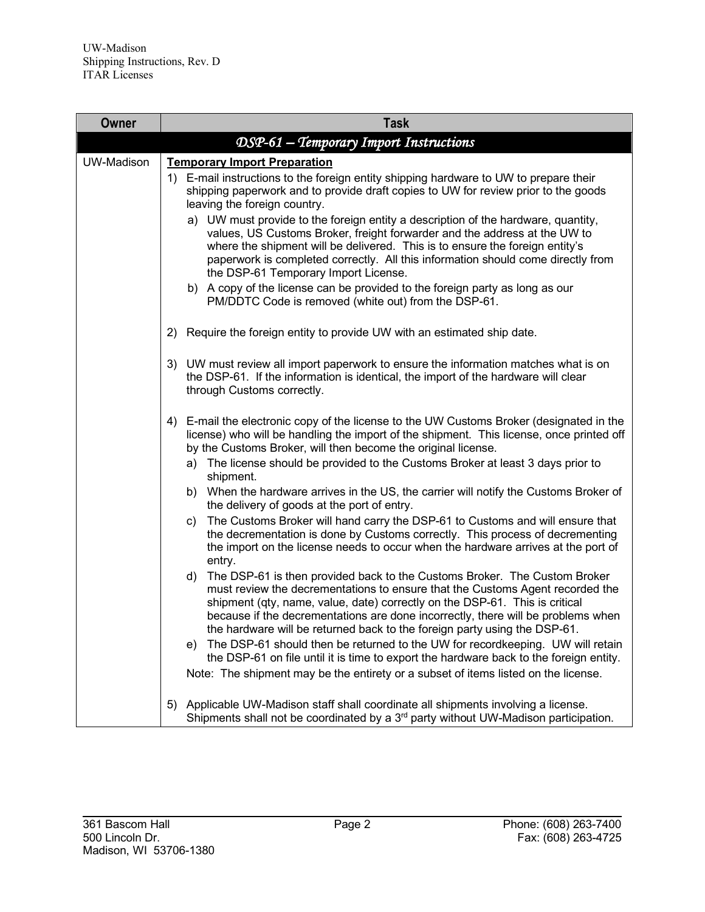| Owner | Task |
| --- | --- |
| | ***DSP-61 – Temporary Import Instructions*** |
| UW-Madison | **<u>Temporary Import Preparation</u>**<br>1) E-mail instructions to the foreign entity shipping hardware to UW to prepare their shipping paperwork and to provide draft copies to UW for review prior to the goods leaving the foreign country.<br>&nbsp;&nbsp;&nbsp;a) UW must provide to the foreign entity a description of the hardware, quantity, values, US Customs Broker, freight forwarder and the address at the UW to where the shipment will be delivered. This is to ensure the foreign entity's paperwork is completed correctly. All this information should come directly from the DSP-61 Temporary Import License.<br>&nbsp;&nbsp;&nbsp;b) A copy of the license can be provided to the foreign party as long as our PM/DDTC Code is removed (white out) from the DSP-61.<br><br>2) Require the foreign entity to provide UW with an estimated ship date.<br><br>3) UW must review all import paperwork to ensure the information matches what is on the DSP-61. If the information is identical, the import of the hardware will clear through Customs correctly.<br><br>4) E-mail the electronic copy of the license to the UW Customs Broker (designated in the license) who will be handling the import of the shipment. This license, once printed off by the Customs Broker, will then become the original license.<br>&nbsp;&nbsp;&nbsp;a) The license should be provided to the Customs Broker at least 3 days prior to shipment.<br>&nbsp;&nbsp;&nbsp;b) When the hardware arrives in the US, the carrier will notify the Customs Broker of the delivery of goods at the port of entry.<br>&nbsp;&nbsp;&nbsp;c) The Customs Broker will hand carry the DSP-61 to Customs and will ensure that the decrementation is done by Customs correctly. This process of decrementing the import on the license needs to occur when the hardware arrives at the port of entry.<br>&nbsp;&nbsp;&nbsp;d) The DSP-61 is then provided back to the Customs Broker. The Custom Broker must review the decrementations to ensure that the Customs Agent recorded the shipment (qty, name, value, date) correctly on the DSP-61. This is critical because if the decrementations are done incorrectly, there will be problems when the hardware will be returned back to the foreign party using the DSP-61.<br>&nbsp;&nbsp;&nbsp;e) The DSP-61 should then be returned to the UW for recordkeeping. UW will retain the DSP-61 on file until it is time to export the hardware back to the foreign entity.<br>&nbsp;&nbsp;&nbsp;Note: The shipment may be the entirety or a subset of items listed on the license.<br><br>5) Applicable UW-Madison staff shall coordinate all shipments involving a license. Shipments shall not be coordinated by a 3rd party without UW-Madison participation. |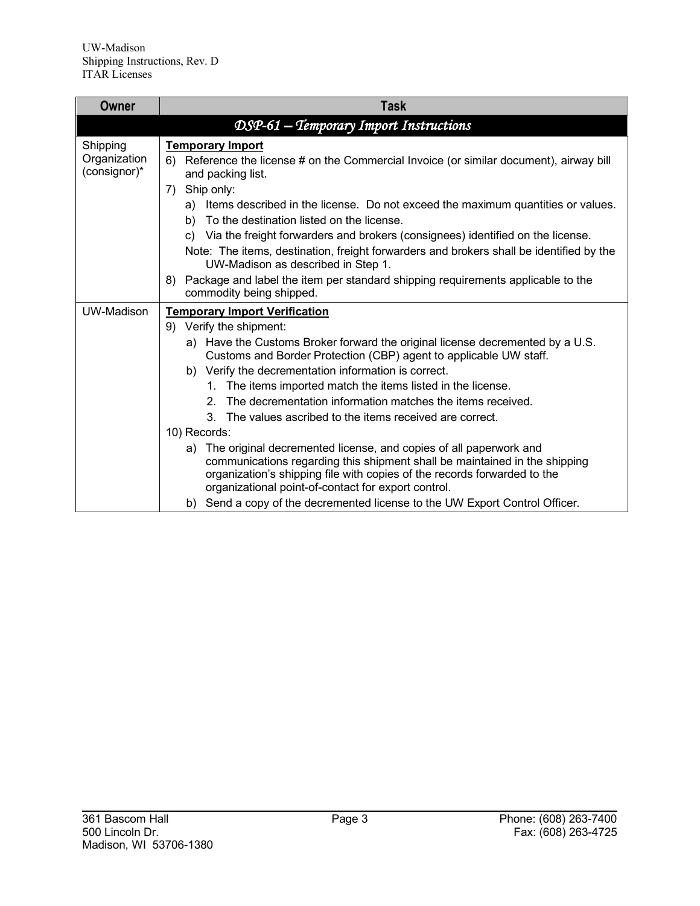| Owner | Task |
|---|---|
| | ***DSP-61 – Temporary Import Instructions*** |
| Shipping Organization (consignor)* | **Temporary Import**<br>6) Reference the license # on the Commercial Invoice (or similar document), airway bill and packing list.<br>7) Ship only:<br>a) Items described in the license. Do not exceed the maximum quantities or values.<br>b) To the destination listed on the license.<br>c) Via the freight forwarders and brokers (consignees) identified on the license.<br>Note: The items, destination, freight forwarders and brokers shall be identified by the UW-Madison as described in Step 1.<br>8) Package and label the item per standard shipping requirements applicable to the commodity being shipped. |
| UW-Madison | **Temporary Import Verification**<br>9) Verify the shipment:<br>a) Have the Customs Broker forward the original license decremented by a U.S. Customs and Border Protection (CBP) agent to applicable UW staff.<br>b) Verify the decrementation information is correct.<br>1. The items imported match the items listed in the license.<br>2. The decrementation information matches the items received.<br>3. The values ascribed to the items received are correct.<br>10) Records:<br>a) The original decremented license, and copies of all paperwork and communications regarding this shipment shall be maintained in the shipping organization's shipping file with copies of the records forwarded to the organizational point-of-contact for export control.<br>b) Send a copy of the decremented license to the UW Export Control Officer. |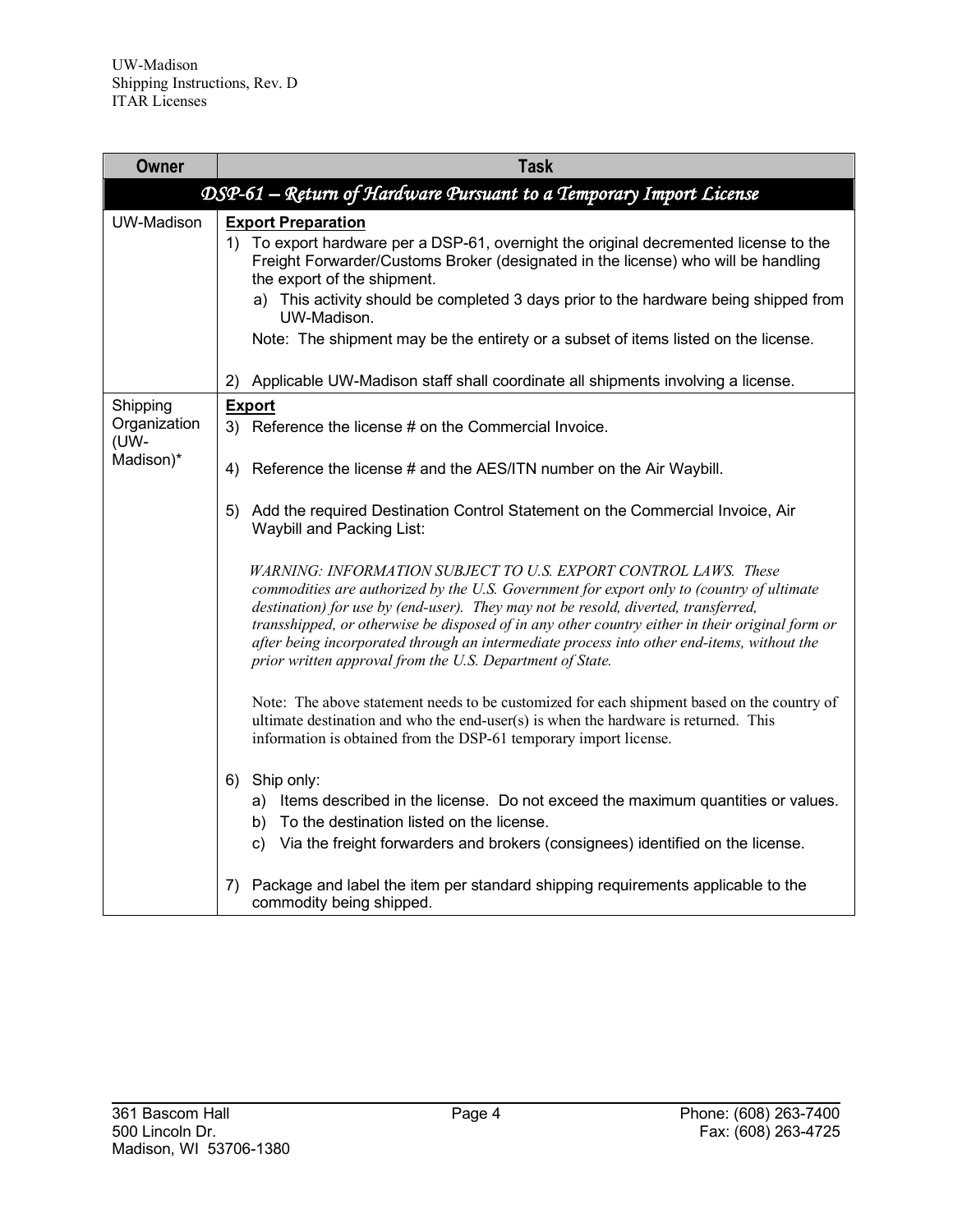| Owner | Task |
| --- | --- |
| ***DSP-61 – Return of Hardware Pursuant to a Temporary Import License*** | |
| UW-Madison | **Export Preparation**<br>1) To export hardware per a DSP-61, overnight the original decremented license to the Freight Forwarder/Customs Broker (designated in the license) who will be handling the export of the shipment.<br>&nbsp;&nbsp;&nbsp;a) This activity should be completed 3 days prior to the hardware being shipped from UW-Madison.<br>&nbsp;&nbsp;&nbsp;Note: The shipment may be the entirety or a subset of items listed on the license.<br><br>2) Applicable UW-Madison staff shall coordinate all shipments involving a license. |
| Shipping Organization (UW-Madison)* | **Export**<br>3) Reference the license # on the Commercial Invoice.<br><br>4) Reference the license # and the AES/ITN number on the Air Waybill.<br><br>5) Add the required Destination Control Statement on the Commercial Invoice, Air Waybill and Packing List:<br><br>*WARNING: INFORMATION SUBJECT TO U.S. EXPORT CONTROL LAWS. These commodities are authorized by the U.S. Government for export only to (country of ultimate destination) for use by (end-user). They may not be resold, diverted, transferred, transshipped, or otherwise be disposed of in any other country either in their original form or after being incorporated through an intermediate process into other end-items, without the prior written approval from the U.S. Department of State.*<br><br>Note: The above statement needs to be customized for each shipment based on the country of ultimate destination and who the end-user(s) is when the hardware is returned. This information is obtained from the DSP-61 temporary import license.<br><br>6) Ship only:<br>&nbsp;&nbsp;&nbsp;a) Items described in the license. Do not exceed the maximum quantities or values.<br>&nbsp;&nbsp;&nbsp;b) To the destination listed on the license.<br>&nbsp;&nbsp;&nbsp;c) Via the freight forwarders and brokers (consignees) identified on the license.<br><br>7) Package and label the item per standard shipping requirements applicable to the commodity being shipped. |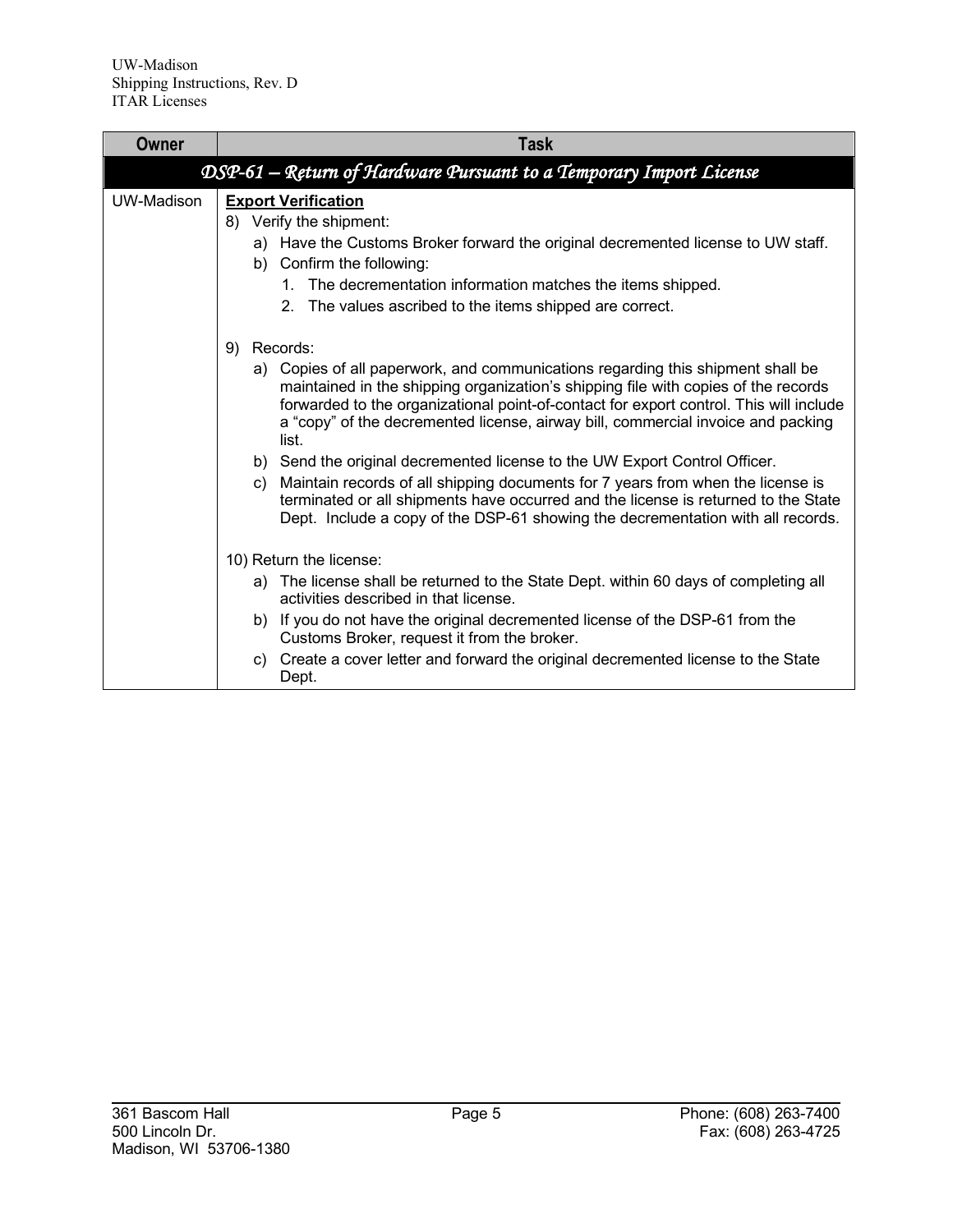| Owner | Task |
|---|---|
| ***DSP-61 – Return of Hardware Pursuant to a Temporary Import License*** | |
| UW-Madison | **Export Verification**<br>8) Verify the shipment:<br>a) Have the Customs Broker forward the original decremented license to UW staff.<br>b) Confirm the following:<br>1. The decrementation information matches the items shipped.<br>2. The values ascribed to the items shipped are correct.<br><br>9) Records:<br>a) Copies of all paperwork, and communications regarding this shipment shall be maintained in the shipping organization's shipping file with copies of the records forwarded to the organizational point-of-contact for export control. This will include a "copy" of the decremented license, airway bill, commercial invoice and packing list.<br>b) Send the original decremented license to the UW Export Control Officer.<br>c) Maintain records of all shipping documents for 7 years from when the license is terminated or all shipments have occurred and the license is returned to the State Dept. Include a copy of the DSP-61 showing the decrementation with all records.<br><br>10) Return the license:<br>a) The license shall be returned to the State Dept. within 60 days of completing all activities described in that license.<br>b) If you do not have the original decremented license of the DSP-61 from the Customs Broker, request it from the broker.<br>c) Create a cover letter and forward the original decremented license to the State Dept. |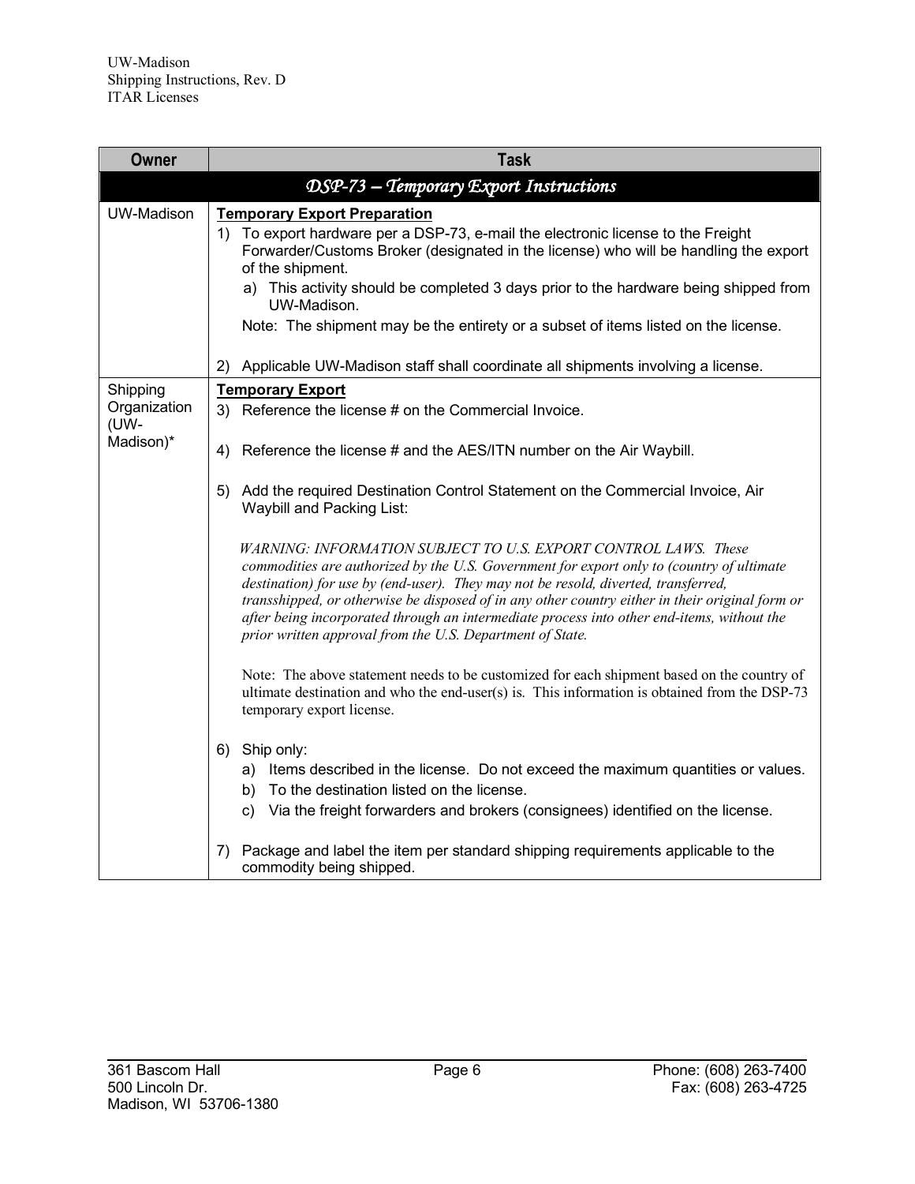| Owner | Task |
|---|---|
| | ***DSP-73 – Temporary Export Instructions*** |
| UW-Madison | **Temporary Export Preparation**<br>1) To export hardware per a DSP-73, e-mail the electronic license to the Freight Forwarder/Customs Broker (designated in the license) who will be handling the export of the shipment.<br>a) This activity should be completed 3 days prior to the hardware being shipped from UW-Madison.<br>Note: The shipment may be the entirety or a subset of items listed on the license.<br>2) Applicable UW-Madison staff shall coordinate all shipments involving a license. |
| Shipping Organization (UW-Madison)* | **Temporary Export**<br>3) Reference the license # on the Commercial Invoice.<br>4) Reference the license # and the AES/ITN number on the Air Waybill.<br>5) Add the required Destination Control Statement on the Commercial Invoice, Air Waybill and Packing List:<br>*WARNING: INFORMATION SUBJECT TO U.S. EXPORT CONTROL LAWS. These commodities are authorized by the U.S. Government for export only to (country of ultimate destination) for use by (end-user). They may not be resold, diverted, transferred, transshipped, or otherwise be disposed of in any other country either in their original form or after being incorporated through an intermediate process into other end-items, without the prior written approval from the U.S. Department of State.*<br>Note: The above statement needs to be customized for each shipment based on the country of ultimate destination and who the end-user(s) is. This information is obtained from the DSP-73 temporary export license.<br>6) Ship only:<br>a) Items described in the license. Do not exceed the maximum quantities or values.<br>b) To the destination listed on the license.<br>c) Via the freight forwarders and brokers (consignees) identified on the license.<br>7) Package and label the item per standard shipping requirements applicable to the commodity being shipped. |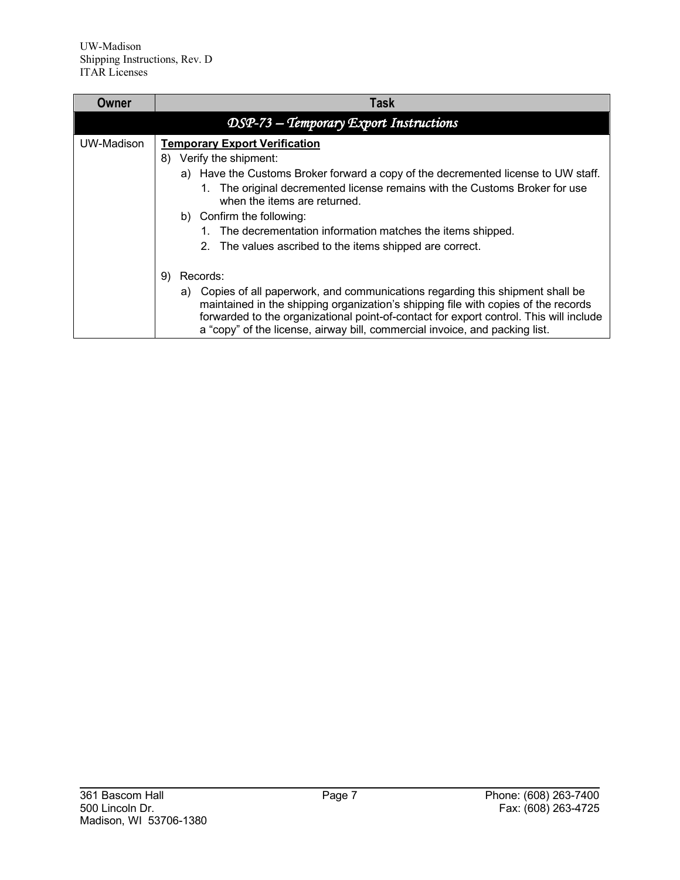| Owner | Task |
| --- | --- |
| ***DSP-73 – Temporary Export Instructions*** | |
| UW-Madison | **Temporary Export Verification**<br>8) Verify the shipment:<br>a) Have the Customs Broker forward a copy of the decremented license to UW staff.<br>1. The original decremented license remains with the Customs Broker for use when the items are returned.<br>b) Confirm the following:<br>1. The decrementation information matches the items shipped.<br>2. The values ascribed to the items shipped are correct.<br><br>9) Records:<br>a) Copies of all paperwork, and communications regarding this shipment shall be maintained in the shipping organization's shipping file with copies of the records forwarded to the organizational point-of-contact for export control. This will include a "copy" of the license, airway bill, commercial invoice, and packing list. |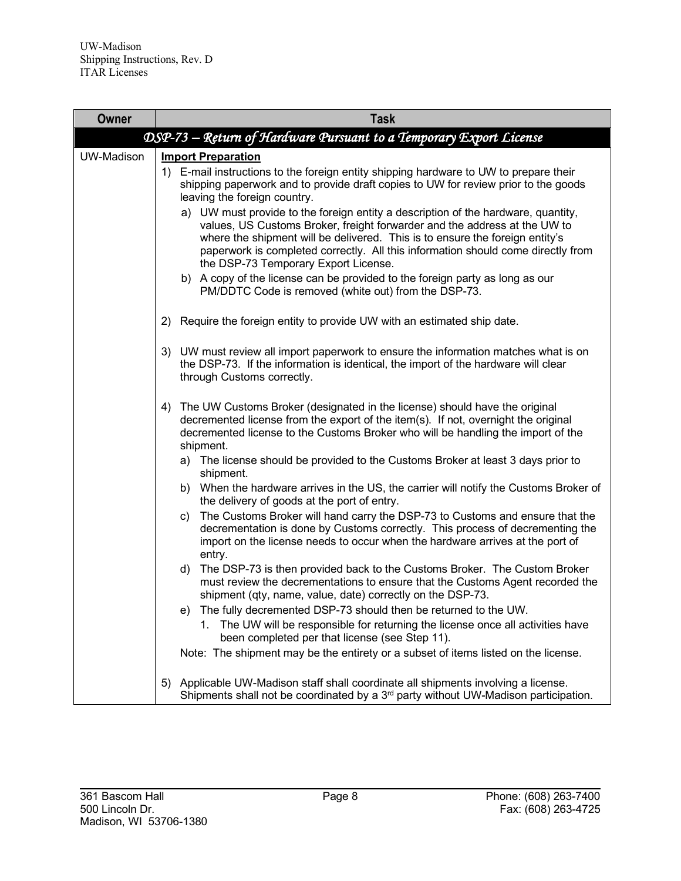| Owner | Task |
| --- | --- |
| | ***DSP-73 – Return of Hardware Pursuant to a Temporary Export License*** |
| UW-Madison | **Import Preparation**<br>1) E-mail instructions to the foreign entity shipping hardware to UW to prepare their shipping paperwork and to provide draft copies to UW for review prior to the goods leaving the foreign country.<br>a) UW must provide to the foreign entity a description of the hardware, quantity, values, US Customs Broker, freight forwarder and the address at the UW to where the shipment will be delivered. This is to ensure the foreign entity's paperwork is completed correctly. All this information should come directly from the DSP-73 Temporary Export License.<br>b) A copy of the license can be provided to the foreign party as long as our PM/DDTC Code is removed (white out) from the DSP-73.<br><br>2) Require the foreign entity to provide UW with an estimated ship date.<br><br>3) UW must review all import paperwork to ensure the information matches what is on the DSP-73. If the information is identical, the import of the hardware will clear through Customs correctly.<br><br>4) The UW Customs Broker (designated in the license) should have the original decremented license from the export of the item(s). If not, overnight the original decremented license to the Customs Broker who will be handling the import of the shipment.<br>a) The license should be provided to the Customs Broker at least 3 days prior to shipment.<br>b) When the hardware arrives in the US, the carrier will notify the Customs Broker of the delivery of goods at the port of entry.<br>c) The Customs Broker will hand carry the DSP-73 to Customs and ensure that the decrementation is done by Customs correctly. This process of decrementing the import on the license needs to occur when the hardware arrives at the port of entry.<br>d) The DSP-73 is then provided back to the Customs Broker. The Custom Broker must review the decrementations to ensure that the Customs Agent recorded the shipment (qty, name, value, date) correctly on the DSP-73.<br>e) The fully decremented DSP-73 should then be returned to the UW.<br>1. The UW will be responsible for returning the license once all activities have been completed per that license (see Step 11).<br>Note: The shipment may be the entirety or a subset of items listed on the license.<br><br>5) Applicable UW-Madison staff shall coordinate all shipments involving a license. Shipments shall not be coordinated by a 3rd party without UW-Madison participation. |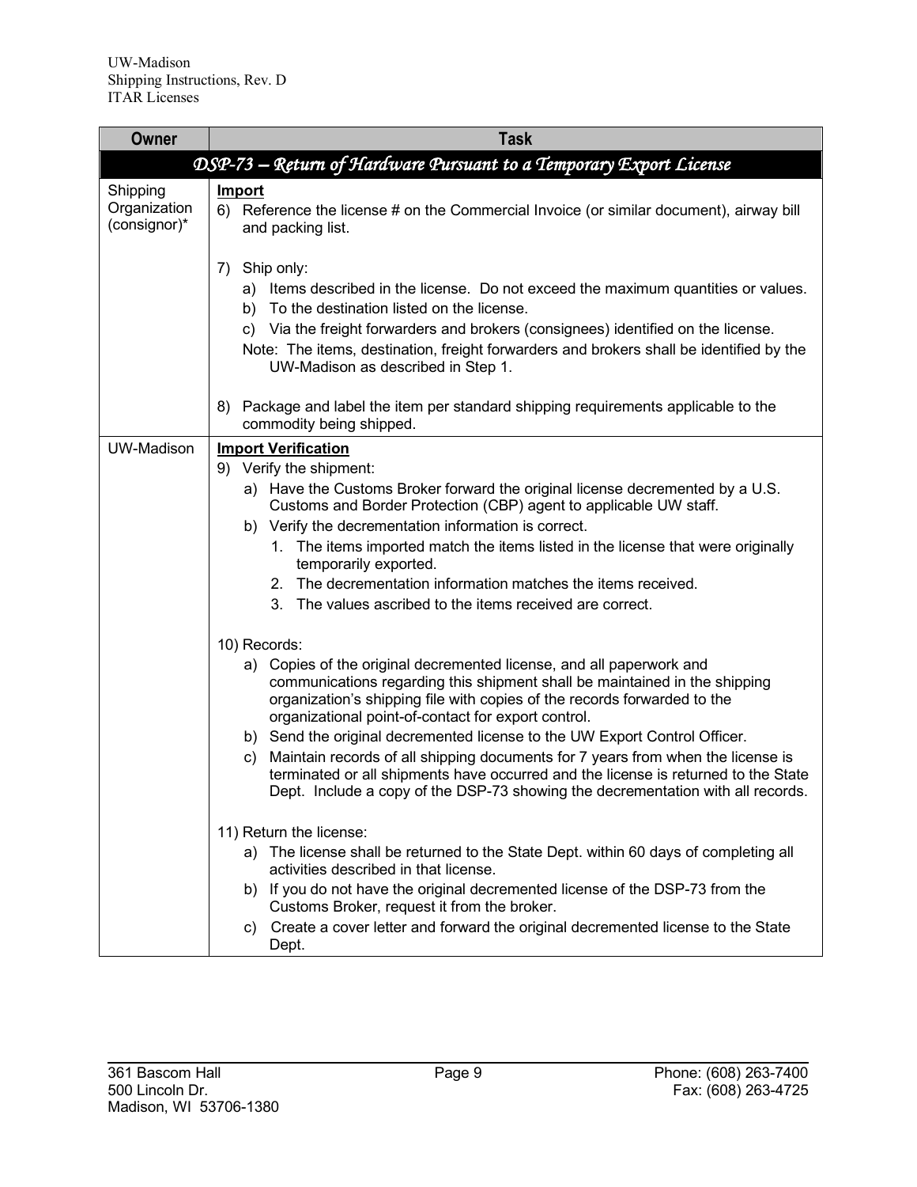| Owner | Task |
|---|---|
| ***DSP-73 – Return of Hardware Pursuant to a Temporary Export License*** | |
| Shipping Organization (consignor)* | **Import**<br>6) Reference the license # on the Commercial Invoice (or similar document), airway bill and packing list.<br><br>7) Ship only:<br>a) Items described in the license. Do not exceed the maximum quantities or values.<br>b) To the destination listed on the license.<br>c) Via the freight forwarders and brokers (consignees) identified on the license.<br>Note: The items, destination, freight forwarders and brokers shall be identified by the UW-Madison as described in Step 1.<br><br>8) Package and label the item per standard shipping requirements applicable to the commodity being shipped. |
| UW-Madison | **Import Verification**<br>9) Verify the shipment:<br>a) Have the Customs Broker forward the original license decremented by a U.S. Customs and Border Protection (CBP) agent to applicable UW staff.<br>b) Verify the decrementation information is correct.<br>1. The items imported match the items listed in the license that were originally temporarily exported.<br>2. The decrementation information matches the items received.<br>3. The values ascribed to the items received are correct.<br><br>10) Records:<br>a) Copies of the original decremented license, and all paperwork and communications regarding this shipment shall be maintained in the shipping organization's shipping file with copies of the records forwarded to the organizational point-of-contact for export control.<br>b) Send the original decremented license to the UW Export Control Officer.<br>c) Maintain records of all shipping documents for 7 years from when the license is terminated or all shipments have occurred and the license is returned to the State Dept. Include a copy of the DSP-73 showing the decrementation with all records.<br><br>11) Return the license:<br>a) The license shall be returned to the State Dept. within 60 days of completing all activities described in that license.<br>b) If you do not have the original decremented license of the DSP-73 from the Customs Broker, request it from the broker.<br>c) Create a cover letter and forward the original decremented license to the State Dept. |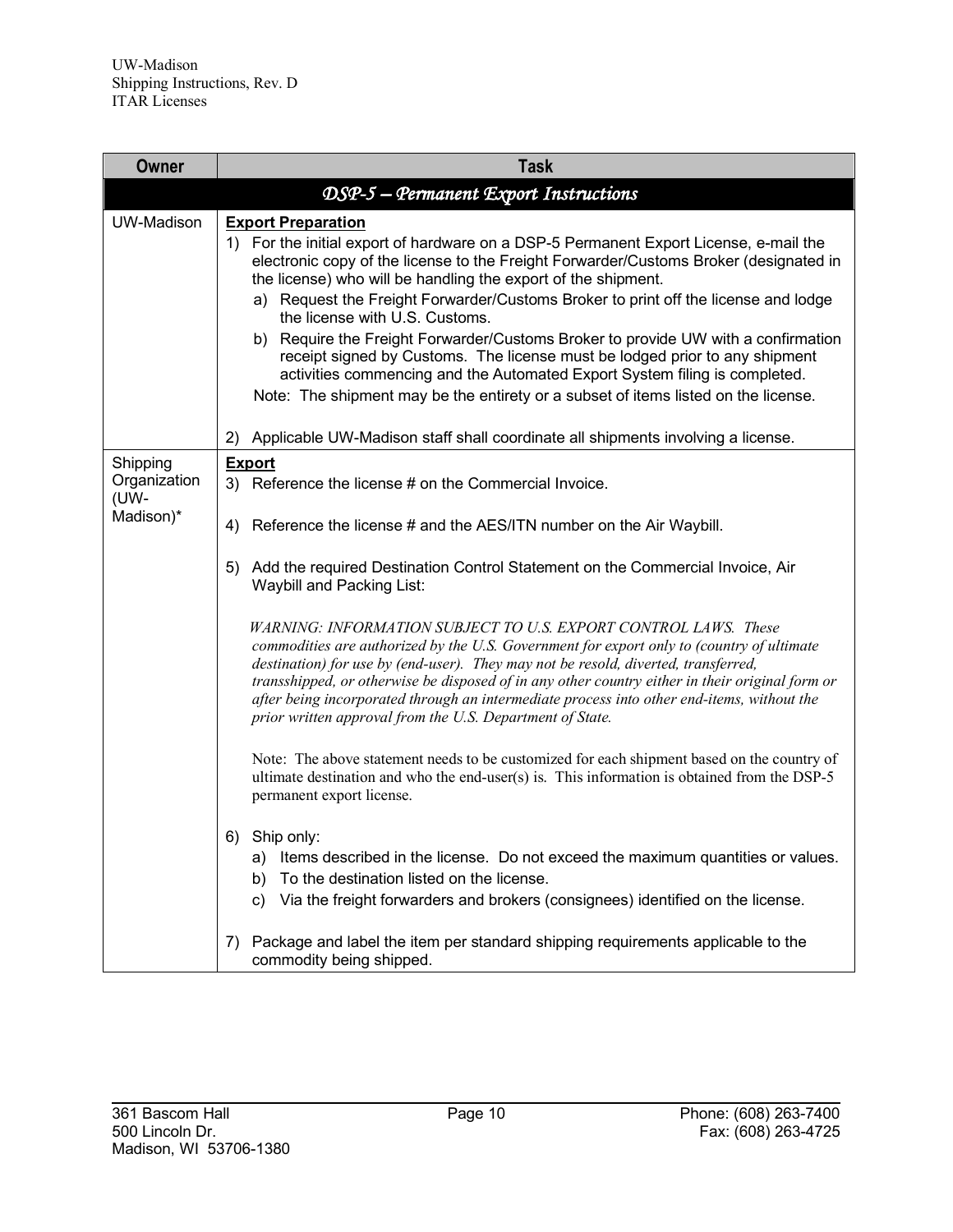| Owner | Task |
|---|---|
| | ***DSP-5 – Permanent Export Instructions*** |
| UW-Madison | **Export Preparation**<br>1) For the initial export of hardware on a DSP-5 Permanent Export License, e-mail the electronic copy of the license to the Freight Forwarder/Customs Broker (designated in the license) who will be handling the export of the shipment.<br>a) Request the Freight Forwarder/Customs Broker to print off the license and lodge the license with U.S. Customs.<br>b) Require the Freight Forwarder/Customs Broker to provide UW with a confirmation receipt signed by Customs. The license must be lodged prior to any shipment activities commencing and the Automated Export System filing is completed.<br>Note: The shipment may be the entirety or a subset of items listed on the license.<br><br>2) Applicable UW-Madison staff shall coordinate all shipments involving a license. |
| Shipping Organization (UW-Madison)* | **Export**<br>3) Reference the license # on the Commercial Invoice.<br><br>4) Reference the license # and the AES/ITN number on the Air Waybill.<br><br>5) Add the required Destination Control Statement on the Commercial Invoice, Air Waybill and Packing List:<br><br>*WARNING: INFORMATION SUBJECT TO U.S. EXPORT CONTROL LAWS. These commodities are authorized by the U.S. Government for export only to (country of ultimate destination) for use by (end-user). They may not be resold, diverted, transferred, transshipped, or otherwise be disposed of in any other country either in their original form or after being incorporated through an intermediate process into other end-items, without the prior written approval from the U.S. Department of State.*<br><br>Note: The above statement needs to be customized for each shipment based on the country of ultimate destination and who the end-user(s) is. This information is obtained from the DSP-5 permanent export license.<br><br>6) Ship only:<br>a) Items described in the license. Do not exceed the maximum quantities or values.<br>b) To the destination listed on the license.<br>c) Via the freight forwarders and brokers (consignees) identified on the license.<br><br>7) Package and label the item per standard shipping requirements applicable to the commodity being shipped. |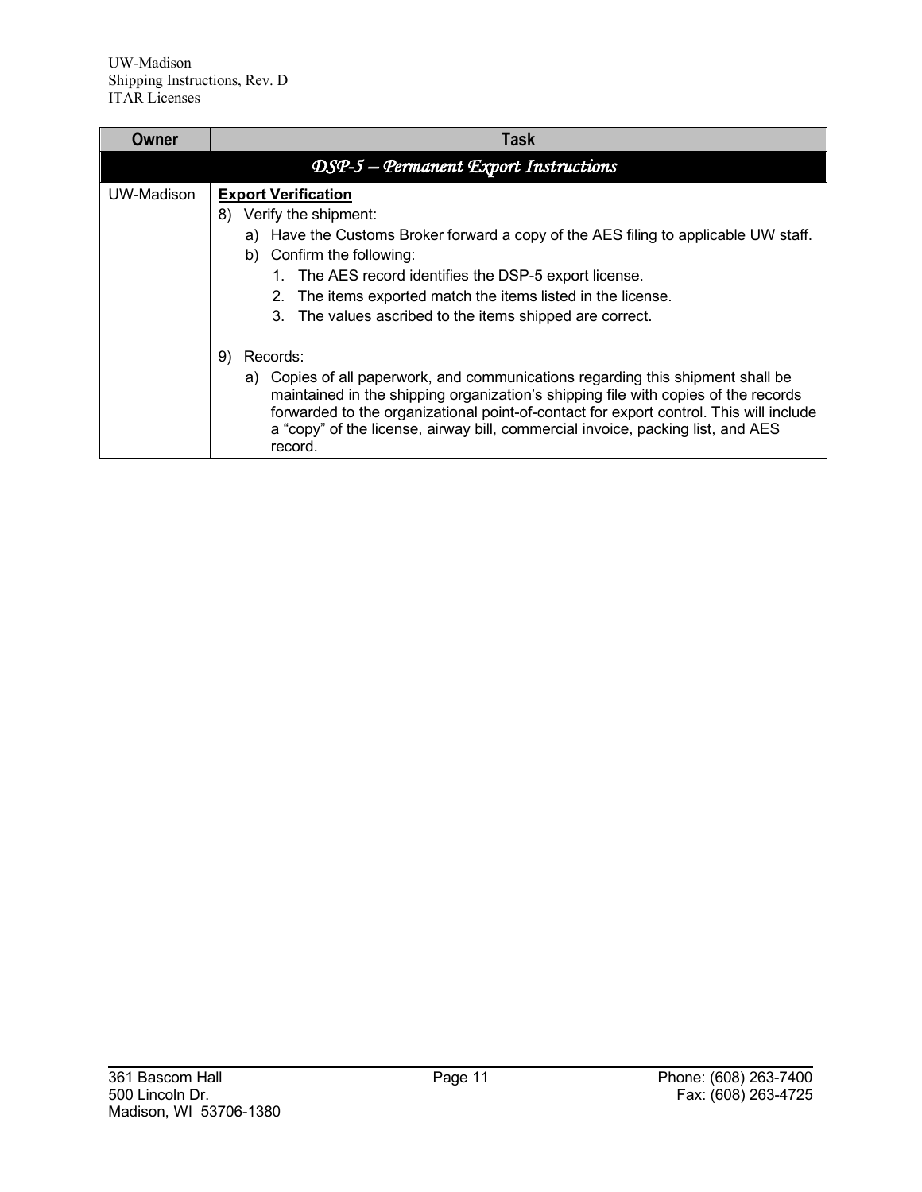| Owner | Task |
|---|---|
| | *DSP-5 – Permanent Export Instructions* |
| UW-Madison | **Export Verification**<br>8) Verify the shipment:<br>a) Have the Customs Broker forward a copy of the AES filing to applicable UW staff.<br>b) Confirm the following:<br>1. The AES record identifies the DSP-5 export license.<br>2. The items exported match the items listed in the license.<br>3. The values ascribed to the items shipped are correct.<br><br>9) Records:<br>a) Copies of all paperwork, and communications regarding this shipment shall be maintained in the shipping organization's shipping file with copies of the records forwarded to the organizational point-of-contact for export control. This will include a "copy" of the license, airway bill, commercial invoice, packing list, and AES record. |